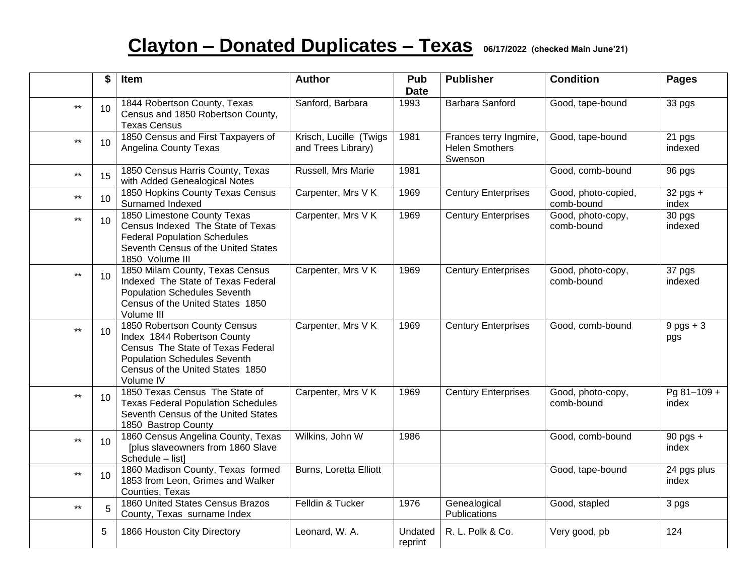# Clayton – Donated Duplicates – Texas

06/17/2022 (checked Main June'21)

| | $ | Item | Author | Pub Date | Publisher | Condition | Pages |
|---|---|---|---|---|---|---|---|
| ** | 10 | 1844 Robertson County, Texas Census and 1850 Robertson County, Texas Census | Sanford, Barbara | 1993 | Barbara Sanford | Good, tape-bound | 33 pgs |
| ** | 10 | 1850 Census and First Taxpayers of Angelina County Texas | Krisch, Lucille (Twigs and Trees Library) | 1981 | Frances terry Ingmire, Helen Smothers Swenson | Good, tape-bound | 21 pgs indexed |
| ** | 15 | 1850 Census Harris County, Texas with Added Genealogical Notes | Russell, Mrs Marie | 1981 | | Good, comb-bound | 96 pgs |
| ** | 10 | 1850 Hopkins County Texas Census Surnamed Indexed | Carpenter, Mrs V K | 1969 | Century Enterprises | Good, photo-copied, comb-bound | 32 pgs + index |
| ** | 10 | 1850 Limestone County Texas Census Indexed The State of Texas Federal Population Schedules Seventh Census of the United States 1850 Volume III | Carpenter, Mrs V K | 1969 | Century Enterprises | Good, photo-copy, comb-bound | 30 pgs indexed |
| ** | 10 | 1850 Milam County, Texas Census Indexed The State of Texas Federal Population Schedules Seventh Census of the United States 1850 Volume III | Carpenter, Mrs V K | 1969 | Century Enterprises | Good, photo-copy, comb-bound | 37 pgs indexed |
| ** | 10 | 1850 Robertson County Census Index 1844 Robertson County Census The State of Texas Federal Population Schedules Seventh Census of the United States 1850 Volume IV | Carpenter, Mrs V K | 1969 | Century Enterprises | Good, comb-bound | 9 pgs + 3 pgs |
| ** | 10 | 1850 Texas Census The State of Texas Federal Population Schedules Seventh Census of the United States 1850 Bastrop County | Carpenter, Mrs V K | 1969 | Century Enterprises | Good, photo-copy, comb-bound | Pg 81–109 + index |
| ** | 10 | 1860 Census Angelina County, Texas [plus slaveowners from 1860 Slave Schedule – list] | Wilkins, John W | 1986 | | Good, comb-bound | 90 pgs + index |
| ** | 10 | 1860 Madison County, Texas formed 1853 from Leon, Grimes and Walker Counties, Texas | Burns, Loretta Elliott | | | Good, tape-bound | 24 pgs plus index |
| ** | 5 | 1860 United States Census Brazos County, Texas surname Index | Felldin & Tucker | 1976 | Genealogical Publications | Good, stapled | 3 pgs |
| | 5 | 1866 Houston City Directory | Leonard, W. A. | Undated reprint | R. L. Polk & Co. | Very good, pb | 124 |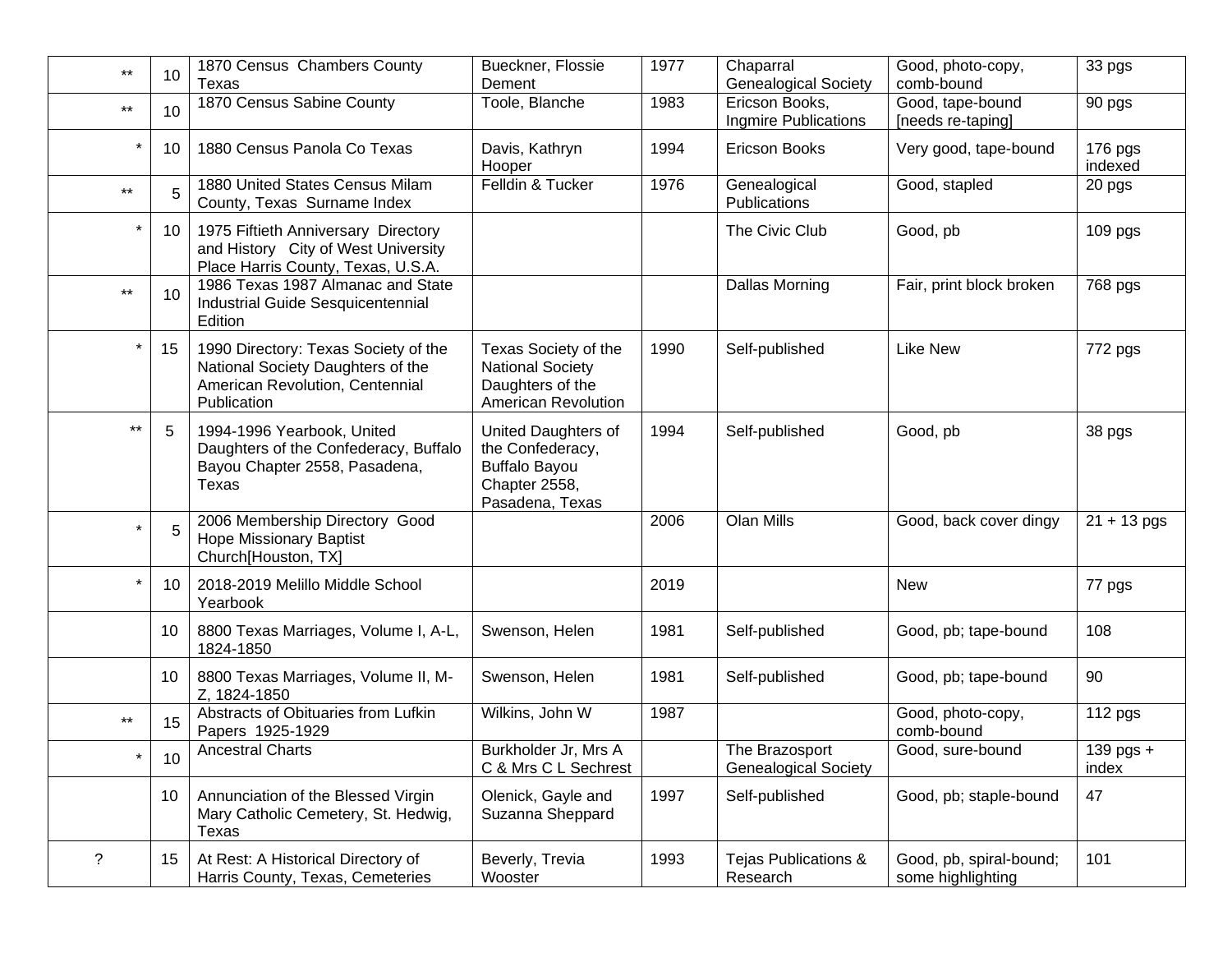| | | | | | | | |
|---|---|---|---|---|---|---|---|
| ** | 10 | 1870 Census Chambers County Texas | Bueckner, Flossie Dement | 1977 | Chaparral Genealogical Society | Good, photo-copy, comb-bound | 33 pgs |
| ** | 10 | 1870 Census Sabine County | Toole, Blanche | 1983 | Ericson Books, Ingmire Publications | Good, tape-bound [needs re-taping] | 90 pgs |
| * | 10 | 1880 Census Panola Co Texas | Davis, Kathryn Hooper | 1994 | Ericson Books | Very good, tape-bound | 176 pgs indexed |
| ** | 5 | 1880 United States Census Milam County, Texas Surname Index | Felldin & Tucker | 1976 | Genealogical Publications | Good, stapled | 20 pgs |
| * | 10 | 1975 Fiftieth Anniversary Directory and History City of West University Place Harris County, Texas, U.S.A. | | | The Civic Club | Good, pb | 109 pgs |
| ** | 10 | 1986 Texas 1987 Almanac and State Industrial Guide Sesquicentennial Edition | | | Dallas Morning | Fair, print block broken | 768 pgs |
| * | 15 | 1990 Directory: Texas Society of the National Society Daughters of the American Revolution, Centennial Publication | Texas Society of the National Society Daughters of the American Revolution | 1990 | Self-published | Like New | 772 pgs |
| ** | 5 | 1994-1996 Yearbook, United Daughters of the Confederacy, Buffalo Bayou Chapter 2558, Pasadena, Texas | United Daughters of the Confederacy, Buffalo Bayou Chapter 2558, Pasadena, Texas | 1994 | Self-published | Good, pb | 38 pgs |
| * | 5 | 2006 Membership Directory Good Hope Missionary Baptist Church[Houston, TX] | | 2006 | Olan Mills | Good, back cover dingy | 21 + 13 pgs |
| * | 10 | 2018-2019 Melillo Middle School Yearbook | | 2019 | | New | 77 pgs |
| | 10 | 8800 Texas Marriages, Volume I, A-L, 1824-1850 | Swenson, Helen | 1981 | Self-published | Good, pb; tape-bound | 108 |
| | 10 | 8800 Texas Marriages, Volume II, M-Z, 1824-1850 | Swenson, Helen | 1981 | Self-published | Good, pb; tape-bound | 90 |
| ** | 15 | Abstracts of Obituaries from Lufkin Papers 1925-1929 | Wilkins, John W | 1987 | | Good, photo-copy, comb-bound | 112 pgs |
| * | 10 | Ancestral Charts | Burkholder Jr, Mrs A C & Mrs C L Sechrest | | The Brazosport Genealogical Society | Good, sure-bound | 139 pgs + index |
| | 10 | Annunciation of the Blessed Virgin Mary Catholic Cemetery, St. Hedwig, Texas | Olenick, Gayle and Suzanna Sheppard | 1997 | Self-published | Good, pb; staple-bound | 47 |
| ? | 15 | At Rest: A Historical Directory of Harris County, Texas, Cemeteries | Beverly, Trevia Wooster | 1993 | Tejas Publications & Research | Good, pb, spiral-bound; some highlighting | 101 |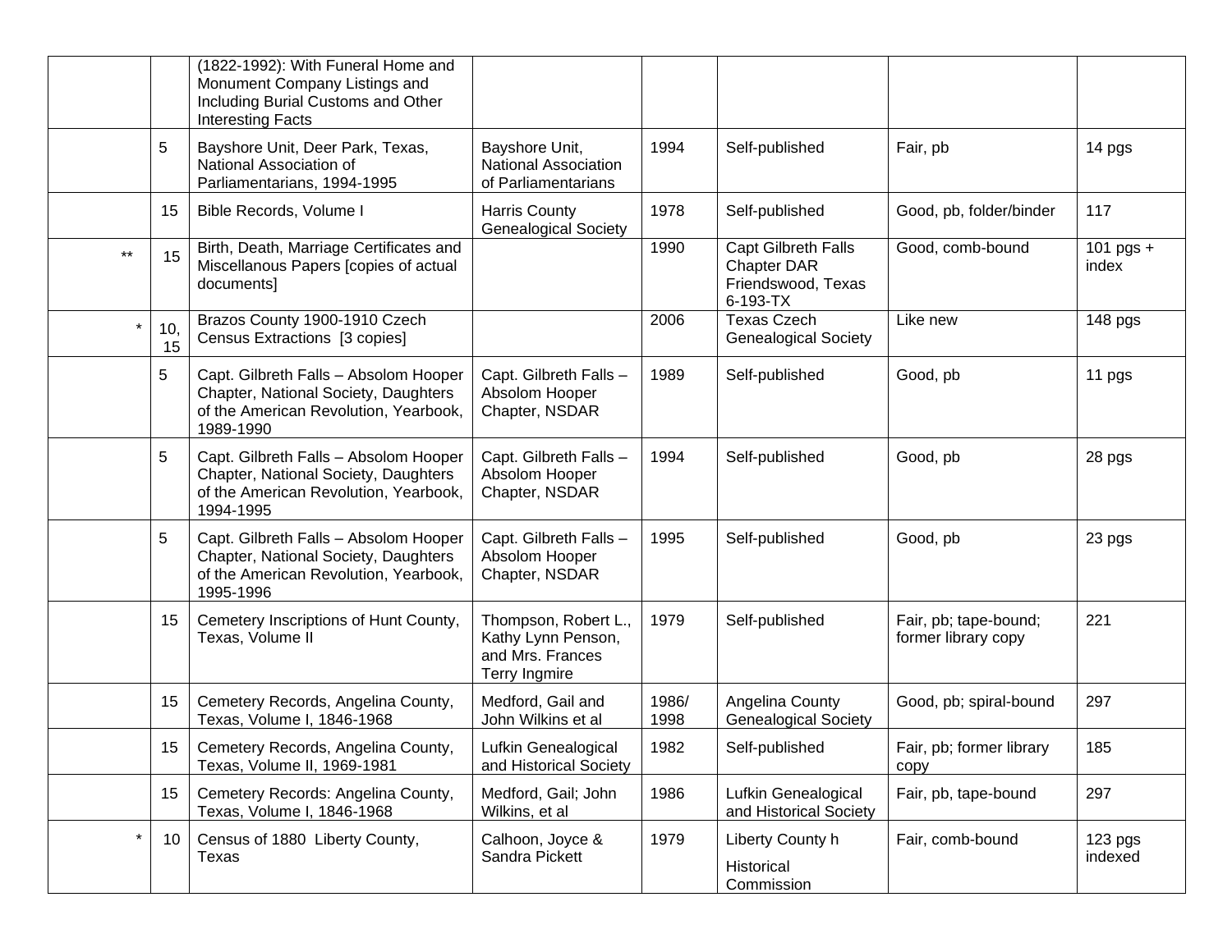| | | | | | | | |
|---|---|---|---|---|---|---|---|
| | | (1822-1992): With Funeral Home and Monument Company Listings and Including Burial Customs and Other Interesting Facts | | | | | |
| | 5 | Bayshore Unit, Deer Park, Texas, National Association of Parliamentarians, 1994-1995 | Bayshore Unit, National Association of Parliamentarians | 1994 | Self-published | Fair, pb | 14 pgs |
| | 15 | Bible Records, Volume I | Harris County Genealogical Society | 1978 | Self-published | Good, pb, folder/binder | 117 |
| ** | 15 | Birth, Death, Marriage Certificates and Miscellanous Papers [copies of actual documents] | | 1990 | Capt Gilbreth Falls Chapter DAR Friendswood, Texas 6-193-TX | Good, comb-bound | 101 pgs + index |
| * | 10, 15 | Brazos County 1900-1910 Czech Census Extractions [3 copies] | | 2006 | Texas Czech Genealogical Society | Like new | 148 pgs |
| | 5 | Capt. Gilbreth Falls – Absolom Hooper Chapter, National Society, Daughters of the American Revolution, Yearbook, 1989-1990 | Capt. Gilbreth Falls – Absolom Hooper Chapter, NSDAR | 1989 | Self-published | Good, pb | 11 pgs |
| | 5 | Capt. Gilbreth Falls – Absolom Hooper Chapter, National Society, Daughters of the American Revolution, Yearbook, 1994-1995 | Capt. Gilbreth Falls – Absolom Hooper Chapter, NSDAR | 1994 | Self-published | Good, pb | 28 pgs |
| | 5 | Capt. Gilbreth Falls – Absolom Hooper Chapter, National Society, Daughters of the American Revolution, Yearbook, 1995-1996 | Capt. Gilbreth Falls – Absolom Hooper Chapter, NSDAR | 1995 | Self-published | Good, pb | 23 pgs |
| | 15 | Cemetery Inscriptions of Hunt County, Texas, Volume II | Thompson, Robert L., Kathy Lynn Penson, and Mrs. Frances Terry Ingmire | 1979 | Self-published | Fair, pb; tape-bound; former library copy | 221 |
| | 15 | Cemetery Records, Angelina County, Texas, Volume I, 1846-1968 | Medford, Gail and John Wilkins et al | 1986/ 1998 | Angelina County Genealogical Society | Good, pb; spiral-bound | 297 |
| | 15 | Cemetery Records, Angelina County, Texas, Volume II, 1969-1981 | Lufkin Genealogical and Historical Society | 1982 | Self-published | Fair, pb; former library copy | 185 |
| | 15 | Cemetery Records: Angelina County, Texas, Volume I, 1846-1968 | Medford, Gail; John Wilkins, et al | 1986 | Lufkin Genealogical and Historical Society | Fair, pb, tape-bound | 297 |
| * | 10 | Census of 1880 Liberty County, Texas | Calhoon, Joyce & Sandra Pickett | 1979 | Liberty County h Historical Commission | Fair, comb-bound | 123 pgs indexed |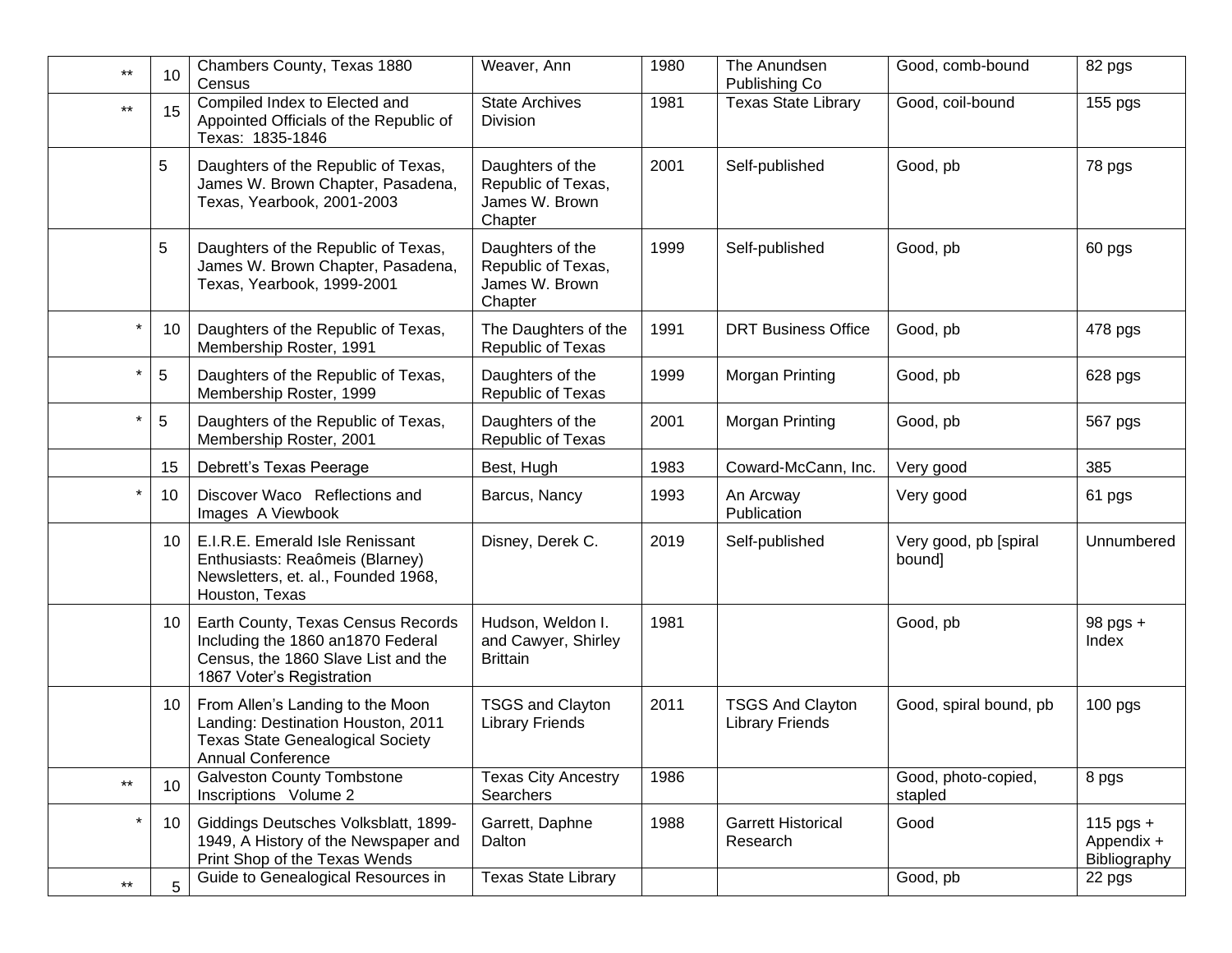| | | | | | | | |
|---|---|---|---|---|---|---|---|
| ** | 10 | Chambers County, Texas 1880 Census | Weaver, Ann | 1980 | The Anundsen Publishing Co | Good, comb-bound | 82 pgs |
| ** | 15 | Compiled Index to Elected and Appointed Officials of the Republic of Texas: 1835-1846 | State Archives Division | 1981 | Texas State Library | Good, coil-bound | 155 pgs |
| | 5 | Daughters of the Republic of Texas, James W. Brown Chapter, Pasadena, Texas, Yearbook, 2001-2003 | Daughters of the Republic of Texas, James W. Brown Chapter | 2001 | Self-published | Good, pb | 78 pgs |
| | 5 | Daughters of the Republic of Texas, James W. Brown Chapter, Pasadena, Texas, Yearbook, 1999-2001 | Daughters of the Republic of Texas, James W. Brown Chapter | 1999 | Self-published | Good, pb | 60 pgs |
| * | 10 | Daughters of the Republic of Texas, Membership Roster, 1991 | The Daughters of the Republic of Texas | 1991 | DRT Business Office | Good, pb | 478 pgs |
| * | 5 | Daughters of the Republic of Texas, Membership Roster, 1999 | Daughters of the Republic of Texas | 1999 | Morgan Printing | Good, pb | 628 pgs |
| * | 5 | Daughters of the Republic of Texas, Membership Roster, 2001 | Daughters of the Republic of Texas | 2001 | Morgan Printing | Good, pb | 567 pgs |
| | 15 | Debrett’s Texas Peerage | Best, Hugh | 1983 | Coward-McCann, Inc. | Very good | 385 |
| * | 10 | Discover Waco Reflections and Images A Viewbook | Barcus, Nancy | 1993 | An Arcway Publication | Very good | 61 pgs |
| | 10 | E.I.R.E. Emerald Isle Renissant Enthusiasts: Reaômeis (Blarney) Newsletters, et. al., Founded 1968, Houston, Texas | Disney, Derek C. | 2019 | Self-published | Very good, pb [spiral bound] | Unnumbered |
| | 10 | Earth County, Texas Census Records Including the 1860 an1870 Federal Census, the 1860 Slave List and the 1867 Voter’s Registration | Hudson, Weldon I. and Cawyer, Shirley Brittain | 1981 | | Good, pb | 98 pgs + Index |
| | 10 | From Allen’s Landing to the Moon Landing: Destination Houston, 2011 Texas State Genealogical Society Annual Conference | TSGS and Clayton Library Friends | 2011 | TSGS And Clayton Library Friends | Good, spiral bound, pb | 100 pgs |
| ** | 10 | Galveston County Tombstone Inscriptions Volume 2 | Texas City Ancestry Searchers | 1986 | | Good, photo-copied, stapled | 8 pgs |
| * | 10 | Giddings Deutsches Volksblatt, 1899-1949, A History of the Newspaper and Print Shop of the Texas Wends | Garrett, Daphne Dalton | 1988 | Garrett Historical Research | Good | 115 pgs + Appendix + Bibliography |
| ** | 5 | Guide to Genealogical Resources in | Texas State Library | | | Good, pb | 22 pgs |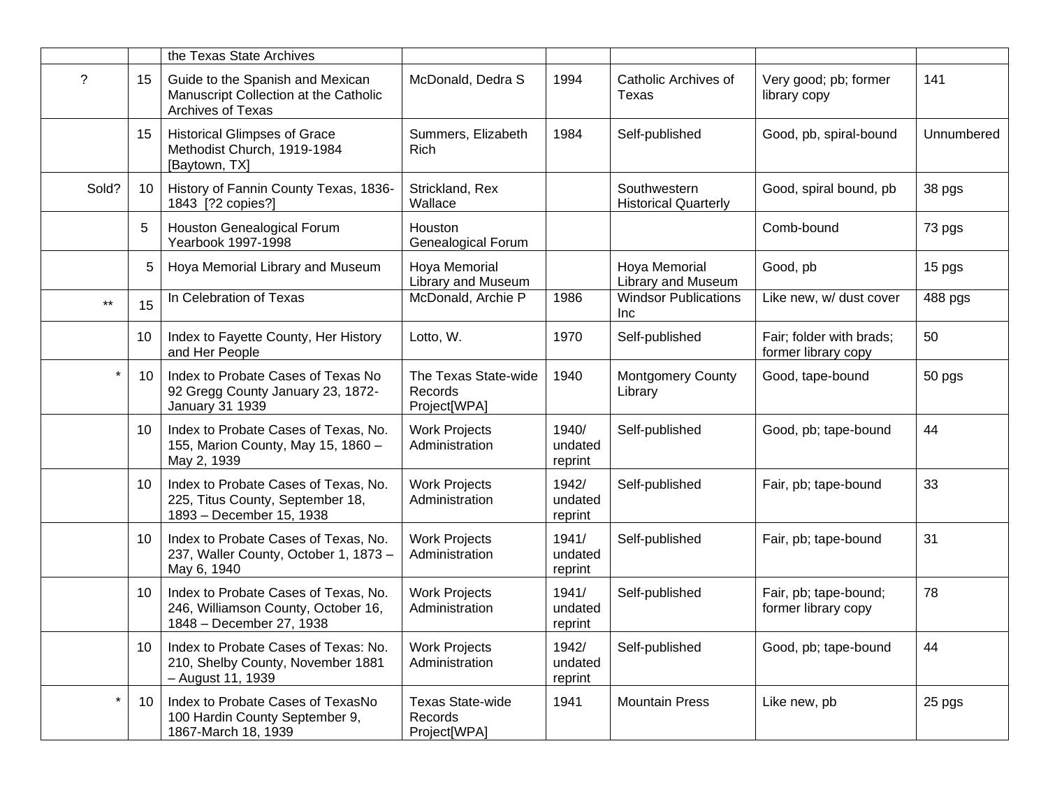| | | | | | | | |
|---|---|---|---|---|---|---|---|
| | | the Texas State Archives | | | | | |
| ? | 15 | Guide to the Spanish and Mexican Manuscript Collection at the Catholic Archives of Texas | McDonald, Dedra S | 1994 | Catholic Archives of Texas | Very good; pb; former library copy | 141 |
| | 15 | Historical Glimpses of Grace Methodist Church, 1919-1984 [Baytown, TX] | Summers, Elizabeth Rich | 1984 | Self-published | Good, pb, spiral-bound | Unnumbered |
| Sold? | 10 | History of Fannin County Texas, 1836-1843 [?2 copies?] | Strickland, Rex Wallace | | Southwestern Historical Quarterly | Good, spiral bound, pb | 38 pgs |
| | 5 | Houston Genealogical Forum Yearbook 1997-1998 | Houston Genealogical Forum | | | Comb-bound | 73 pgs |
| | 5 | Hoya Memorial Library and Museum | Hoya Memorial Library and Museum | | Hoya Memorial Library and Museum | Good, pb | 15 pgs |
| ** | 15 | In Celebration of Texas | McDonald, Archie P | 1986 | Windsor Publications Inc | Like new, w/ dust cover | 488 pgs |
| | 10 | Index to Fayette County, Her History and Her People | Lotto, W. | 1970 | Self-published | Fair; folder with brads; former library copy | 50 |
| * | 10 | Index to Probate Cases of Texas No 92 Gregg County January 23, 1872-January 31 1939 | The Texas State-wide Records Project[WPA] | 1940 | Montgomery County Library | Good, tape-bound | 50 pgs |
| | 10 | Index to Probate Cases of Texas, No. 155, Marion County, May 15, 1860 – May 2, 1939 | Work Projects Administration | 1940/ undated reprint | Self-published | Good, pb; tape-bound | 44 |
| | 10 | Index to Probate Cases of Texas, No. 225, Titus County, September 18, 1893 – December 15, 1938 | Work Projects Administration | 1942/ undated reprint | Self-published | Fair, pb; tape-bound | 33 |
| | 10 | Index to Probate Cases of Texas, No. 237, Waller County, October 1, 1873 – May 6, 1940 | Work Projects Administration | 1941/ undated reprint | Self-published | Fair, pb; tape-bound | 31 |
| | 10 | Index to Probate Cases of Texas, No. 246, Williamson County, October 16, 1848 – December 27, 1938 | Work Projects Administration | 1941/ undated reprint | Self-published | Fair, pb; tape-bound; former library copy | 78 |
| | 10 | Index to Probate Cases of Texas: No. 210, Shelby County, November 1881 – August 11, 1939 | Work Projects Administration | 1942/ undated reprint | Self-published | Good, pb; tape-bound | 44 |
| * | 10 | Index to Probate Cases of TexasNo 100 Hardin County September 9, 1867-March 18, 1939 | Texas State-wide Records Project[WPA] | 1941 | Mountain Press | Like new, pb | 25 pgs |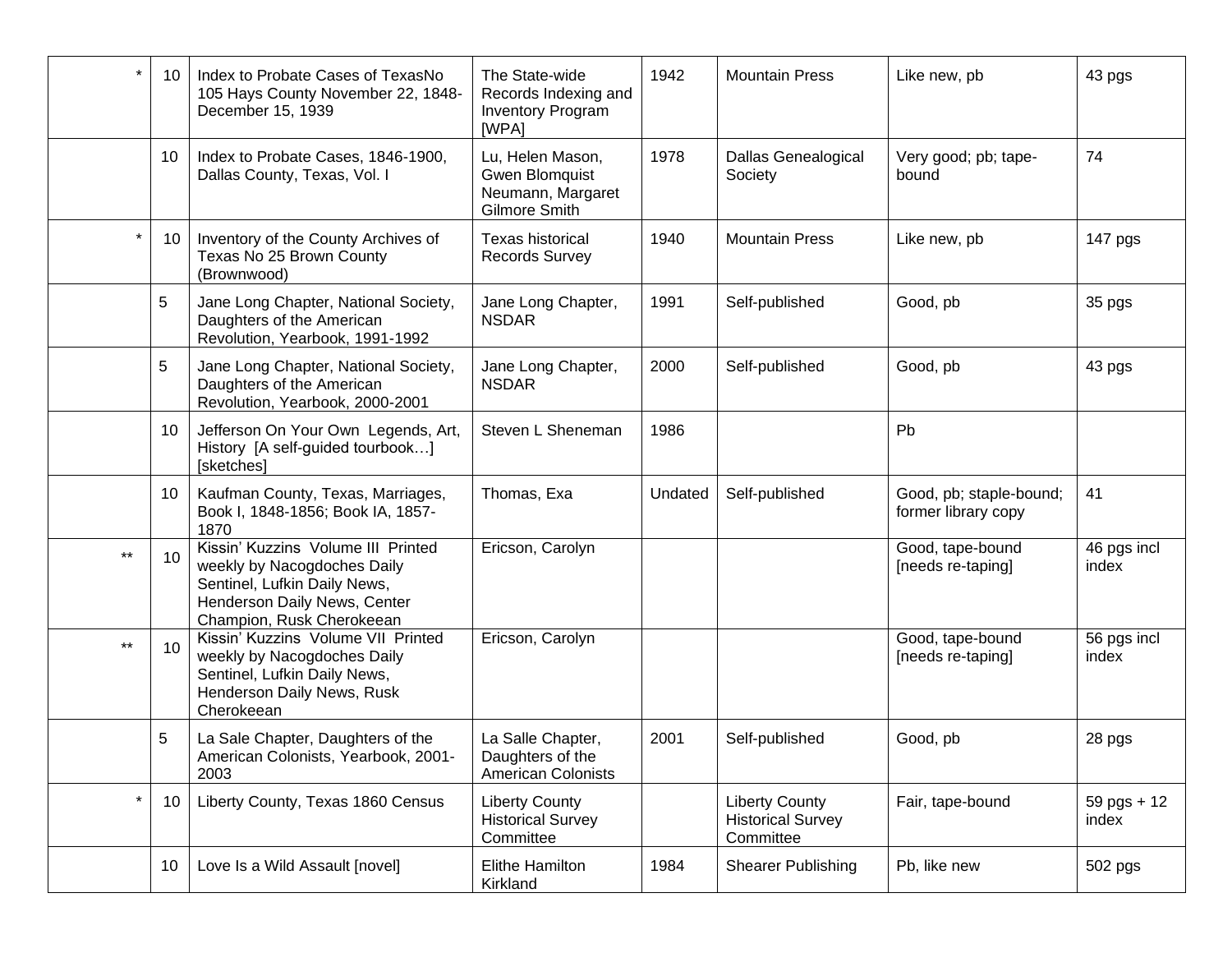| | | | | | | | |
|---|---|---|---|---|---|---|---|
| * | 10 | Index to Probate Cases of TexasNo 105 Hays County November 22, 1848-December 15, 1939 | The State-wide Records Indexing and Inventory Program [WPA] | 1942 | Mountain Press | Like new, pb | 43 pgs |
| | 10 | Index to Probate Cases, 1846-1900, Dallas County, Texas, Vol. I | Lu, Helen Mason, Gwen Blomquist Neumann, Margaret Gilmore Smith | 1978 | Dallas Genealogical Society | Very good; pb; tape-bound | 74 |
| * | 10 | Inventory of the County Archives of Texas No 25 Brown County (Brownwood) | Texas historical Records Survey | 1940 | Mountain Press | Like new, pb | 147 pgs |
| | 5 | Jane Long Chapter, National Society, Daughters of the American Revolution, Yearbook, 1991-1992 | Jane Long Chapter, NSDAR | 1991 | Self-published | Good, pb | 35 pgs |
| | 5 | Jane Long Chapter, National Society, Daughters of the American Revolution, Yearbook, 2000-2001 | Jane Long Chapter, NSDAR | 2000 | Self-published | Good, pb | 43 pgs |
| | 10 | Jefferson On Your Own Legends, Art, History [A self-guided tourbook…] [sketches] | Steven L Sheneman | 1986 | | Pb | |
| | 10 | Kaufman County, Texas, Marriages, Book I, 1848-1856; Book IA, 1857-1870 | Thomas, Exa | Undated | Self-published | Good, pb; staple-bound; former library copy | 41 |
| ** | 10 | Kissin' Kuzzins Volume III Printed weekly by Nacogdoches Daily Sentinel, Lufkin Daily News, Henderson Daily News, Center Champion, Rusk Cherokeean | Ericson, Carolyn | | | Good, tape-bound [needs re-taping] | 46 pgs incl index |
| ** | 10 | Kissin' Kuzzins Volume VII Printed weekly by Nacogdoches Daily Sentinel, Lufkin Daily News, Henderson Daily News, Rusk Cherokeean | Ericson, Carolyn | | | Good, tape-bound [needs re-taping] | 56 pgs incl index |
| | 5 | La Sale Chapter, Daughters of the American Colonists, Yearbook, 2001-2003 | La Salle Chapter, Daughters of the American Colonists | 2001 | Self-published | Good, pb | 28 pgs |
| * | 10 | Liberty County, Texas 1860 Census | Liberty County Historical Survey Committee | | Liberty County Historical Survey Committee | Fair, tape-bound | 59 pgs + 12 index |
| | 10 | Love Is a Wild Assault [novel] | Elithe Hamilton Kirkland | 1984 | Shearer Publishing | Pb, like new | 502 pgs |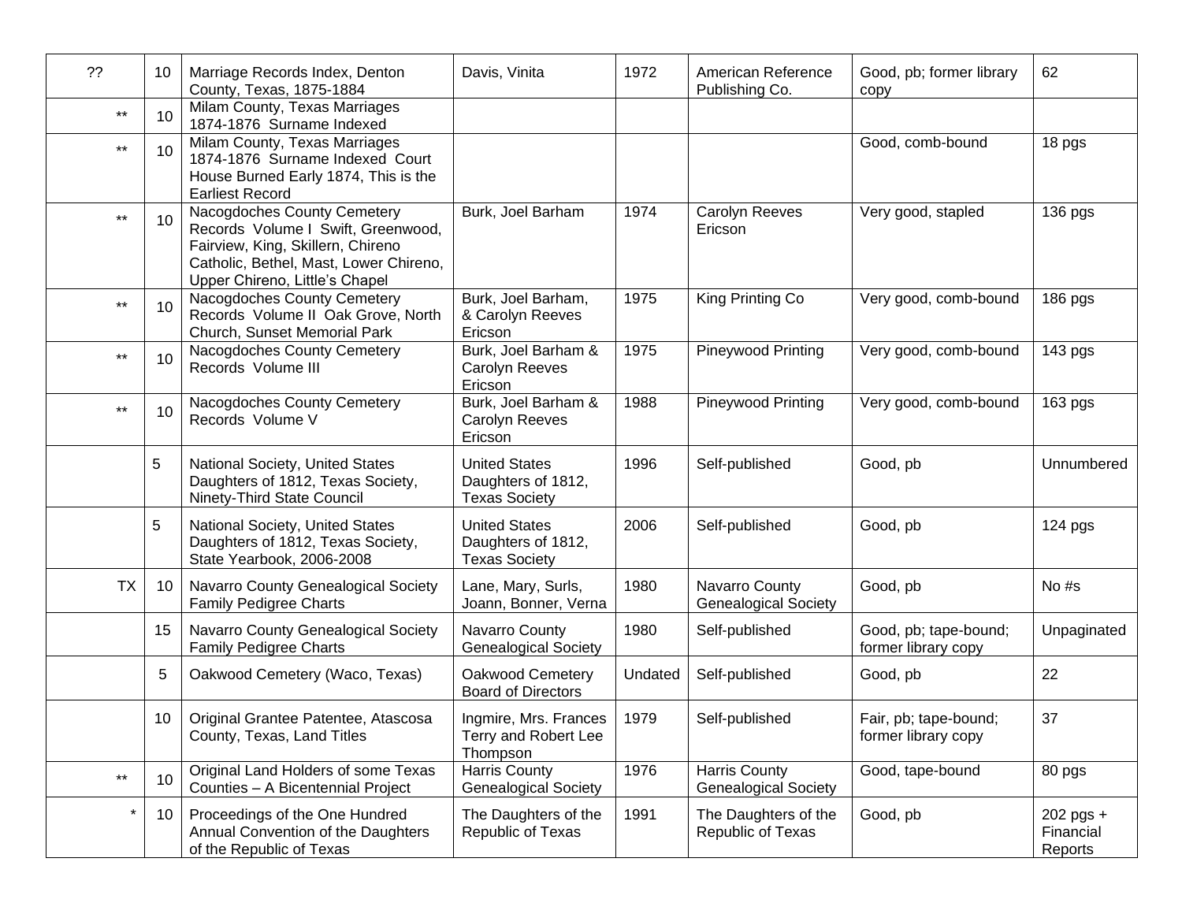| | | | | | | | |
|---|---|---|---|---|---|---|---|
| ?? | 10 | Marriage Records Index, Denton County, Texas, 1875-1884 | Davis, Vinita | 1972 | American Reference Publishing Co. | Good, pb; former library copy | 62 |
| ** | 10 | Milam County, Texas Marriages 1874-1876 Surname Indexed | | | | | |
| ** | 10 | Milam County, Texas Marriages 1874-1876 Surname Indexed Court House Burned Early 1874, This is the Earliest Record | | | | Good, comb-bound | 18 pgs |
| ** | 10 | Nacogdoches County Cemetery Records Volume I Swift, Greenwood, Fairview, King, Skillern, Chireno Catholic, Bethel, Mast, Lower Chireno, Upper Chireno, Little's Chapel | Burk, Joel Barham | 1974 | Carolyn Reeves Ericson | Very good, stapled | 136 pgs |
| ** | 10 | Nacogdoches County Cemetery Records Volume II Oak Grove, North Church, Sunset Memorial Park | Burk, Joel Barham, & Carolyn Reeves Ericson | 1975 | King Printing Co | Very good, comb-bound | 186 pgs |
| ** | 10 | Nacogdoches County Cemetery Records Volume III | Burk, Joel Barham & Carolyn Reeves Ericson | 1975 | Pineywood Printing | Very good, comb-bound | 143 pgs |
| ** | 10 | Nacogdoches County Cemetery Records Volume V | Burk, Joel Barham & Carolyn Reeves Ericson | 1988 | Pineywood Printing | Very good, comb-bound | 163 pgs |
| | 5 | National Society, United States Daughters of 1812, Texas Society, Ninety-Third State Council | United States Daughters of 1812, Texas Society | 1996 | Self-published | Good, pb | Unnumbered |
| | 5 | National Society, United States Daughters of 1812, Texas Society, State Yearbook, 2006-2008 | United States Daughters of 1812, Texas Society | 2006 | Self-published | Good, pb | 124 pgs |
| TX | 10 | Navarro County Genealogical Society Family Pedigree Charts | Lane, Mary, Surls, Joann, Bonner, Verna | 1980 | Navarro County Genealogical Society | Good, pb | No #s |
| | 15 | Navarro County Genealogical Society Family Pedigree Charts | Navarro County Genealogical Society | 1980 | Self-published | Good, pb; tape-bound; former library copy | Unpaginated |
| | 5 | Oakwood Cemetery (Waco, Texas) | Oakwood Cemetery Board of Directors | Undated | Self-published | Good, pb | 22 |
| | 10 | Original Grantee Patentee, Atascosa County, Texas, Land Titles | Ingmire, Mrs. Frances Terry and Robert Lee Thompson | 1979 | Self-published | Fair, pb; tape-bound; former library copy | 37 |
| ** | 10 | Original Land Holders of some Texas Counties – A Bicentennial Project | Harris County Genealogical Society | 1976 | Harris County Genealogical Society | Good, tape-bound | 80 pgs |
| * | 10 | Proceedings of the One Hundred Annual Convention of the Daughters of the Republic of Texas | The Daughters of the Republic of Texas | 1991 | The Daughters of the Republic of Texas | Good, pb | 202 pgs + Financial Reports |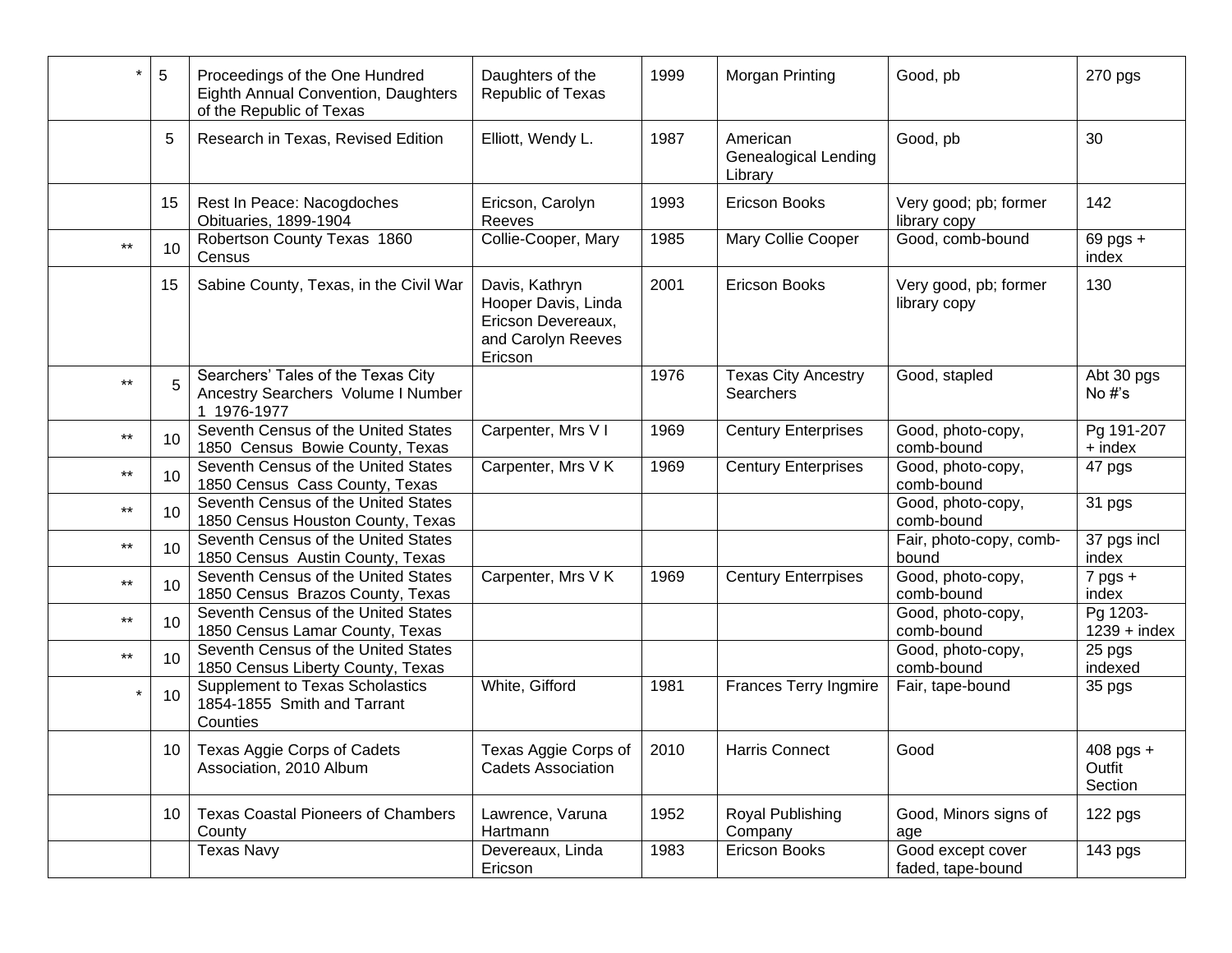| * | 5 | Proceedings of the One Hundred Eighth Annual Convention, Daughters of the Republic of Texas | Daughters of the Republic of Texas | 1999 | Morgan Printing | Good, pb | 270 pgs |
|---|---|---|---|---|---|---|---|
| | 5 | Research in Texas, Revised Edition | Elliott, Wendy L. | 1987 | American Genealogical Lending Library | Good, pb | 30 |
| | 15 | Rest In Peace: Nacogdoches Obituaries, 1899-1904 | Ericson, Carolyn Reeves | 1993 | Ericson Books | Very good; pb; former library copy | 142 |
| ** | 10 | Robertson County Texas 1860 Census | Collie-Cooper, Mary | 1985 | Mary Collie Cooper | Good, comb-bound | 69 pgs + index |
| | 15 | Sabine County, Texas, in the Civil War | Davis, Kathryn Hooper Davis, Linda Ericson Devereaux, and Carolyn Reeves Ericson | 2001 | Ericson Books | Very good, pb; former library copy | 130 |
| ** | 5 | Searchers' Tales of the Texas City Ancestry Searchers Volume I Number 1 1976-1977 | | 1976 | Texas City Ancestry Searchers | Good, stapled | Abt 30 pgs No #'s |
| ** | 10 | Seventh Census of the United States 1850 Census Bowie County, Texas | Carpenter, Mrs V I | 1969 | Century Enterprises | Good, photo-copy, comb-bound | Pg 191-207 + index |
| ** | 10 | Seventh Census of the United States 1850 Census Cass County, Texas | Carpenter, Mrs V K | 1969 | Century Enterprises | Good, photo-copy, comb-bound | 47 pgs |
| ** | 10 | Seventh Census of the United States 1850 Census Houston County, Texas | | | | Good, photo-copy, comb-bound | 31 pgs |
| ** | 10 | Seventh Census of the United States 1850 Census Austin County, Texas | | | | Fair, photo-copy, comb-bound | 37 pgs incl index |
| ** | 10 | Seventh Census of the United States 1850 Census Brazos County, Texas | Carpenter, Mrs V K | 1969 | Century Enterrpises | Good, photo-copy, comb-bound | 7 pgs + index |
| ** | 10 | Seventh Census of the United States 1850 Census Lamar County, Texas | | | | Good, photo-copy, comb-bound | Pg 1203-1239 + index |
| ** | 10 | Seventh Census of the United States 1850 Census Liberty County, Texas | | | | Good, photo-copy, comb-bound | 25 pgs indexed |
| * | 10 | Supplement to Texas Scholastics 1854-1855 Smith and Tarrant Counties | White, Gifford | 1981 | Frances Terry Ingmire | Fair, tape-bound | 35 pgs |
| | 10 | Texas Aggie Corps of Cadets Association, 2010 Album | Texas Aggie Corps of Cadets Association | 2010 | Harris Connect | Good | 408 pgs + Outfit Section |
| | 10 | Texas Coastal Pioneers of Chambers County | Lawrence, Varuna Hartmann | 1952 | Royal Publishing Company | Good, Minors signs of age | 122 pgs |
| | | Texas Navy | Devereaux, Linda Ericson | 1983 | Ericson Books | Good except cover faded, tape-bound | 143 pgs |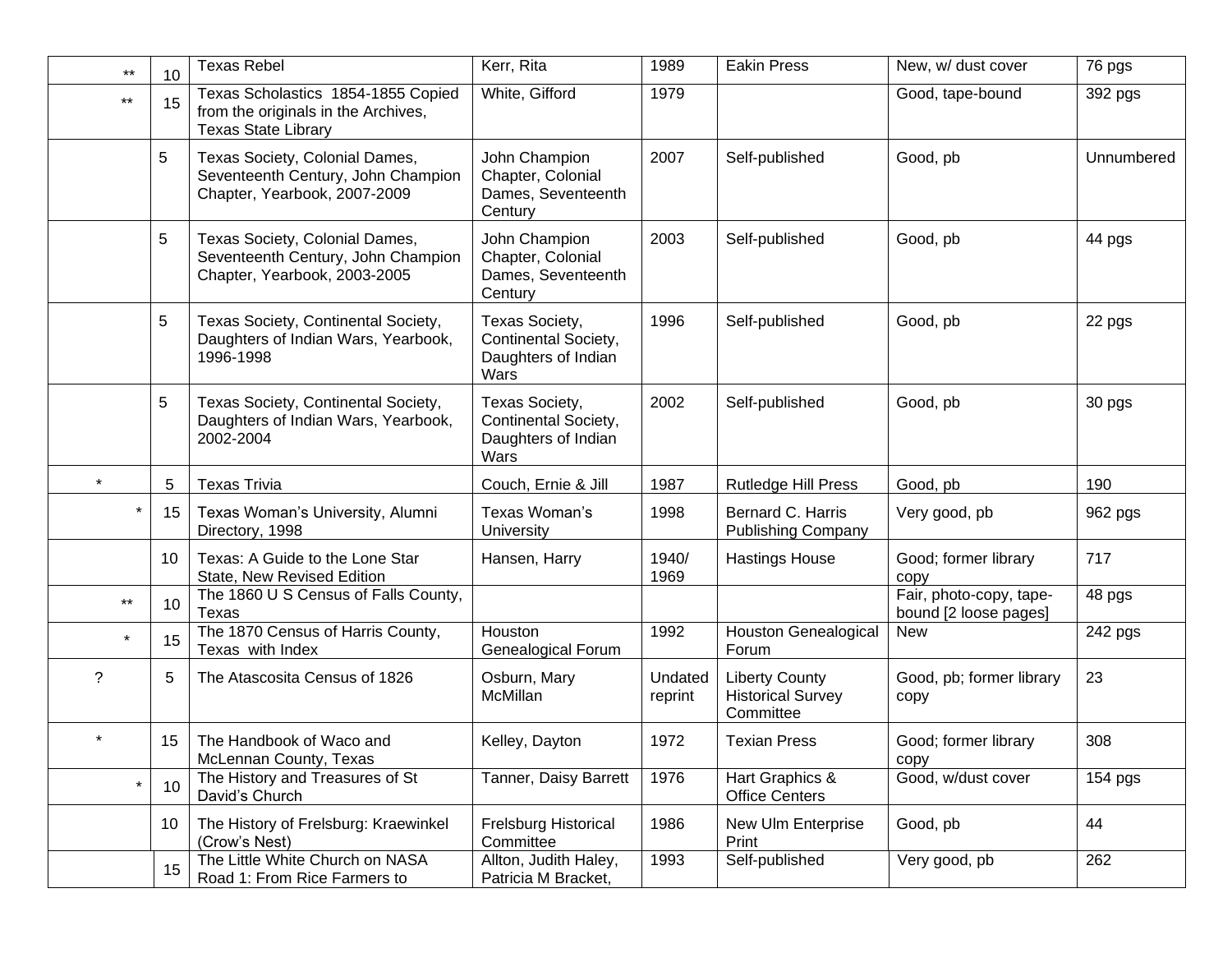| | | | | | | | |
|---|---|---|---|---|---|---|---|
| ** | 10 | Texas Rebel | Kerr, Rita | 1989 | Eakin Press | New, w/ dust cover | 76 pgs |
| ** | 15 | Texas Scholastics 1854-1855 Copied from the originals in the Archives, Texas State Library | White, Gifford | 1979 | | Good, tape-bound | 392 pgs |
| | 5 | Texas Society, Colonial Dames, Seventeenth Century, John Champion Chapter, Yearbook, 2007-2009 | John Champion Chapter, Colonial Dames, Seventeenth Century | 2007 | Self-published | Good, pb | Unnumbered |
| | 5 | Texas Society, Colonial Dames, Seventeenth Century, John Champion Chapter, Yearbook, 2003-2005 | John Champion Chapter, Colonial Dames, Seventeenth Century | 2003 | Self-published | Good, pb | 44 pgs |
| | 5 | Texas Society, Continental Society, Daughters of Indian Wars, Yearbook, 1996-1998 | Texas Society, Continental Society, Daughters of Indian Wars | 1996 | Self-published | Good, pb | 22 pgs |
| | 5 | Texas Society, Continental Society, Daughters of Indian Wars, Yearbook, 2002-2004 | Texas Society, Continental Society, Daughters of Indian Wars | 2002 | Self-published | Good, pb | 30 pgs |
| * | 5 | Texas Trivia | Couch, Ernie & Jill | 1987 | Rutledge Hill Press | Good, pb | 190 |
| * | 15 | Texas Woman's University, Alumni Directory, 1998 | Texas Woman's University | 1998 | Bernard C. Harris Publishing Company | Very good, pb | 962 pgs |
| | 10 | Texas: A Guide to the Lone Star State, New Revised Edition | Hansen, Harry | 1940/ 1969 | Hastings House | Good; former library copy | 717 |
| ** | 10 | The 1860 U S Census of Falls County, Texas | | | | Fair, photo-copy, tape-bound [2 loose pages] | 48 pgs |
| * | 15 | The 1870 Census of Harris County, Texas with Index | Houston Genealogical Forum | 1992 | Houston Genealogical Forum | New | 242 pgs |
| ? | 5 | The Atascosita Census of 1826 | Osburn, Mary McMillan | Undated reprint | Liberty County Historical Survey Committee | Good, pb; former library copy | 23 |
| * | 15 | The Handbook of Waco and McLennan County, Texas | Kelley, Dayton | 1972 | Texian Press | Good; former library copy | 308 |
| * | 10 | The History and Treasures of St David's Church | Tanner, Daisy Barrett | 1976 | Hart Graphics & Office Centers | Good, w/dust cover | 154 pgs |
| | 10 | The History of Frelsburg: Kraewinkel (Crow's Nest) | Frelsburg Historical Committee | 1986 | New Ulm Enterprise Print | Good, pb | 44 |
| | 15 | The Little White Church on NASA Road 1: From Rice Farmers to | Allton, Judith Haley, Patricia M Bracket, | 1993 | Self-published | Very good, pb | 262 |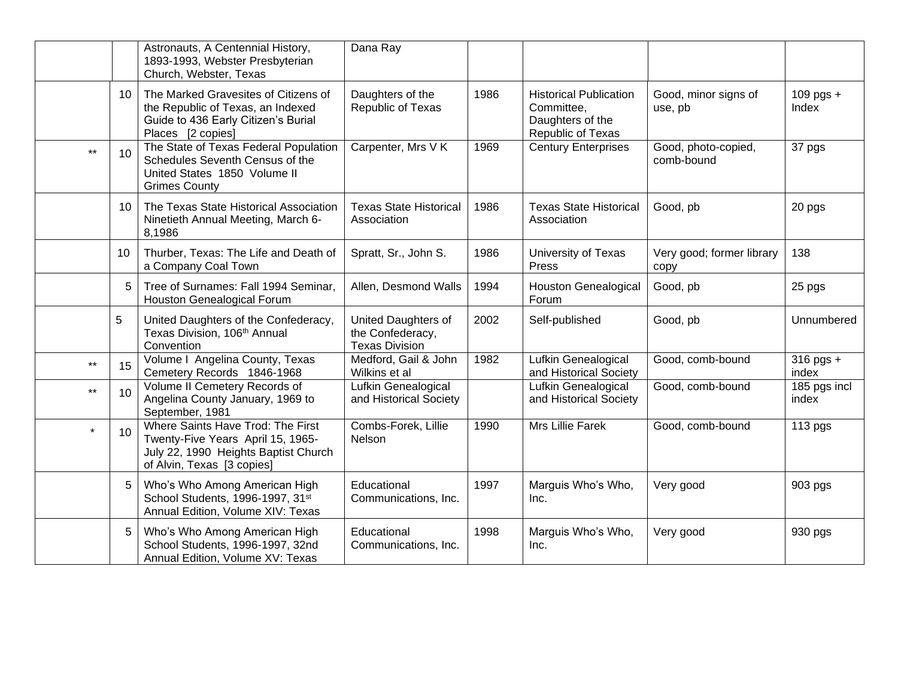| | | | | | | | |
|---|---|---|---|---|---|---|---|
| | | Astronauts, A Centennial History, 1893-1993, Webster Presbyterian Church, Webster, Texas | Dana Ray | | | | |
| | 10 | The Marked Gravesites of Citizens of the Republic of Texas, an Indexed Guide to 436 Early Citizen's Burial Places [2 copies] | Daughters of the Republic of Texas | 1986 | Historical Publication Committee, Daughters of the Republic of Texas | Good, minor signs of use, pb | 109 pgs + Index |
| ** | 10 | The State of Texas Federal Population Schedules Seventh Census of the United States 1850 Volume II Grimes County | Carpenter, Mrs V K | 1969 | Century Enterprises | Good, photo-copied, comb-bound | 37 pgs |
| | 10 | The Texas State Historical Association Ninetieth Annual Meeting, March 6-8,1986 | Texas State Historical Association | 1986 | Texas State Historical Association | Good, pb | 20 pgs |
| | 10 | Thurber, Texas: The Life and Death of a Company Coal Town | Spratt, Sr., John S. | 1986 | University of Texas Press | Very good; former library copy | 138 |
| | 5 | Tree of Surnames: Fall 1994 Seminar, Houston Genealogical Forum | Allen, Desmond Walls | 1994 | Houston Genealogical Forum | Good, pb | 25 pgs |
| | 5 | United Daughters of the Confederacy, Texas Division, 106th Annual Convention | United Daughters of the Confederacy, Texas Division | 2002 | Self-published | Good, pb | Unnumbered |
| ** | 15 | Volume I Angelina County, Texas Cemetery Records 1846-1968 | Medford, Gail & John Wilkins et al | 1982 | Lufkin Genealogical and Historical Society | Good, comb-bound | 316 pgs + index |
| ** | 10 | Volume II Cemetery Records of Angelina County January, 1969 to September, 1981 | Lufkin Genealogical and Historical Society | | Lufkin Genealogical and Historical Society | Good, comb-bound | 185 pgs incl index |
| * | 10 | Where Saints Have Trod: The First Twenty-Five Years April 15, 1965-July 22, 1990 Heights Baptist Church of Alvin, Texas [3 copies] | Combs-Forek, Lillie Nelson | 1990 | Mrs Lillie Farek | Good, comb-bound | 113 pgs |
| | 5 | Who's Who Among American High School Students, 1996-1997, 31st Annual Edition, Volume XIV: Texas | Educational Communications, Inc. | 1997 | Marguis Who's Who, Inc. | Very good | 903 pgs |
| | 5 | Who's Who Among American High School Students, 1996-1997, 32nd Annual Edition, Volume XV: Texas | Educational Communications, Inc. | 1998 | Marguis Who's Who, Inc. | Very good | 930 pgs |